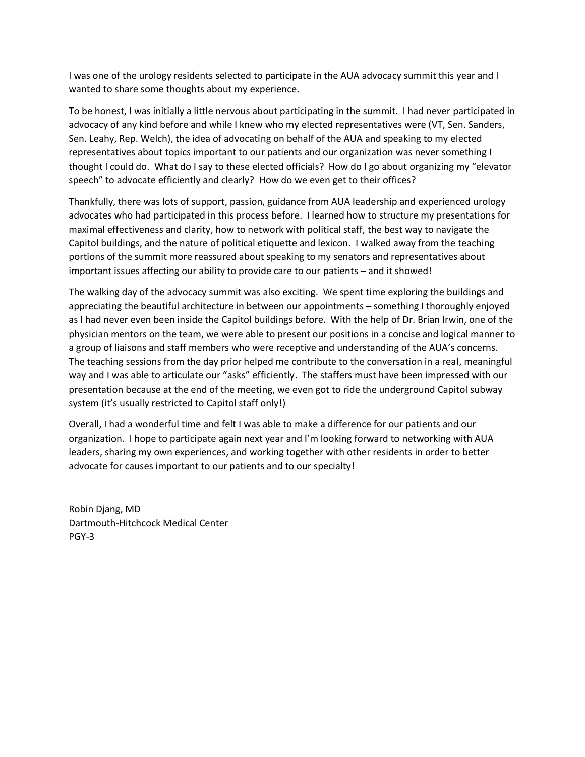I was one of the urology residents selected to participate in the AUA advocacy summit this year and I wanted to share some thoughts about my experience.

To be honest, I was initially a little nervous about participating in the summit. I had never participated in advocacy of any kind before and while I knew who my elected representatives were (VT, Sen. Sanders, Sen. Leahy, Rep. Welch), the idea of advocating on behalf of the AUA and speaking to my elected representatives about topics important to our patients and our organization was never something I thought I could do. What do I say to these elected officials? How do I go about organizing my "elevator speech" to advocate efficiently and clearly? How do we even get to their offices?

Thankfully, there was lots of support, passion, guidance from AUA leadership and experienced urology advocates who had participated in this process before. I learned how to structure my presentations for maximal effectiveness and clarity, how to network with political staff, the best way to navigate the Capitol buildings, and the nature of political etiquette and lexicon. I walked away from the teaching portions of the summit more reassured about speaking to my senators and representatives about important issues affecting our ability to provide care to our patients – and it showed!

The walking day of the advocacy summit was also exciting. We spent time exploring the buildings and appreciating the beautiful architecture in between our appointments – something I thoroughly enjoyed as I had never even been inside the Capitol buildings before. With the help of Dr. Brian Irwin, one of the physician mentors on the team, we were able to present our positions in a concise and logical manner to a group of liaisons and staff members who were receptive and understanding of the AUA's concerns. The teaching sessions from the day prior helped me contribute to the conversation in a real, meaningful way and I was able to articulate our "asks" efficiently. The staffers must have been impressed with our presentation because at the end of the meeting, we even got to ride the underground Capitol subway system (it's usually restricted to Capitol staff only!)

Overall, I had a wonderful time and felt I was able to make a difference for our patients and our organization. I hope to participate again next year and I'm looking forward to networking with AUA leaders, sharing my own experiences, and working together with other residents in order to better advocate for causes important to our patients and to our specialty!

Robin Djang, MD
Dartmouth-Hitchcock Medical Center
PGY-3